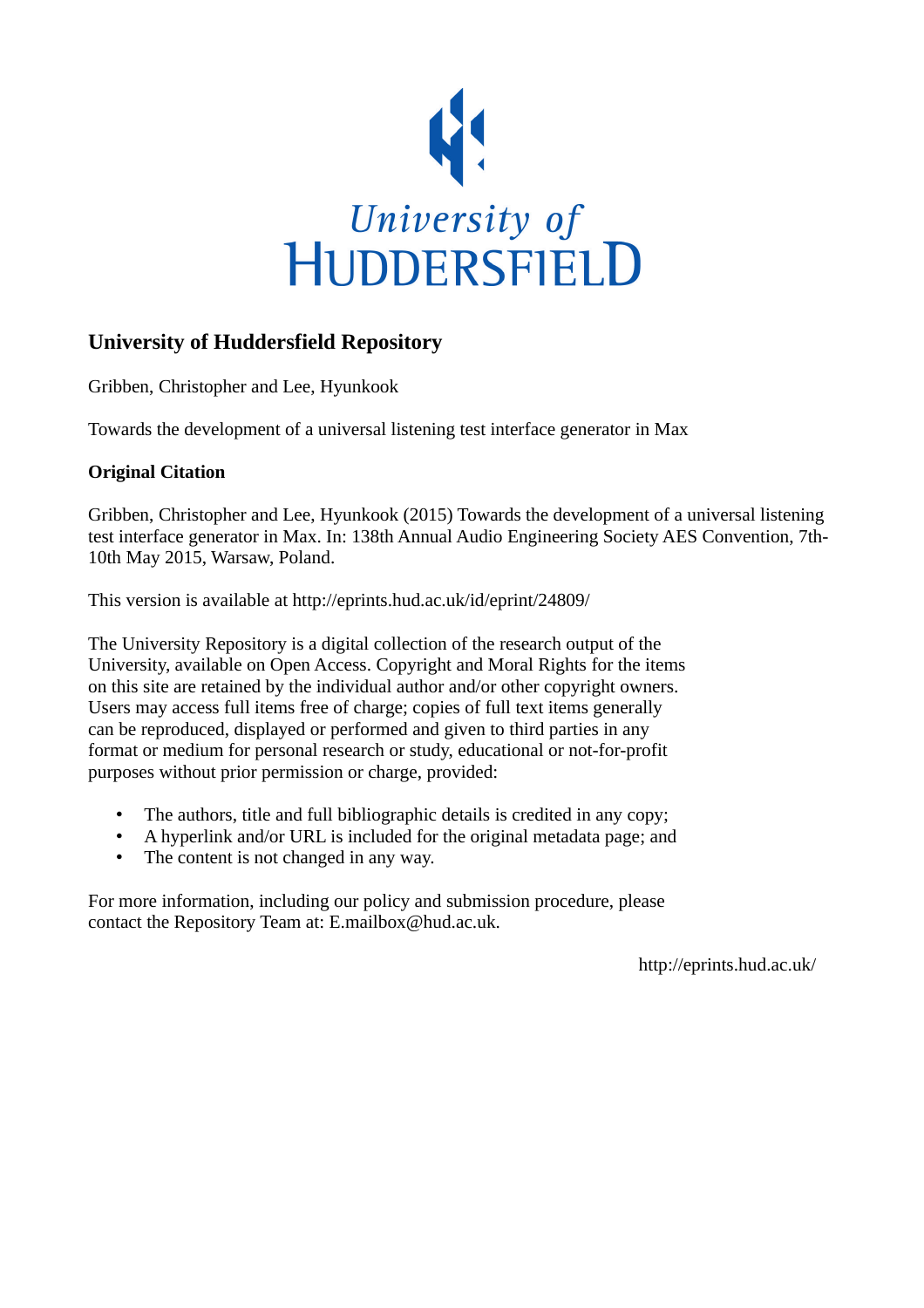University of
HUDDERSFIELD

## University of Huddersfield Repository

Gribben, Christopher and Lee, Hyunkook

Towards the development of a universal listening test interface generator in Max

### Original Citation

Gribben, Christopher and Lee, Hyunkook (2015) Towards the development of a universal listening test interface generator in Max. In: 138th Annual Audio Engineering Society AES Convention, 7th-10th May 2015, Warsaw, Poland.

This version is available at http://eprints.hud.ac.uk/id/eprint/24809/

The University Repository is a digital collection of the research output of the University, available on Open Access. Copyright and Moral Rights for the items on this site are retained by the individual author and/or other copyright owners. Users may access full items free of charge; copies of full text items generally can be reproduced, displayed or performed and given to third parties in any format or medium for personal research or study, educational or not-for-profit purposes without prior permission or charge, provided:

- The authors, title and full bibliographic details is credited in any copy;
- A hyperlink and/or URL is included for the original metadata page; and
- The content is not changed in any way.

For more information, including our policy and submission procedure, please contact the Repository Team at: E.mailbox@hud.ac.uk.

http://eprints.hud.ac.uk/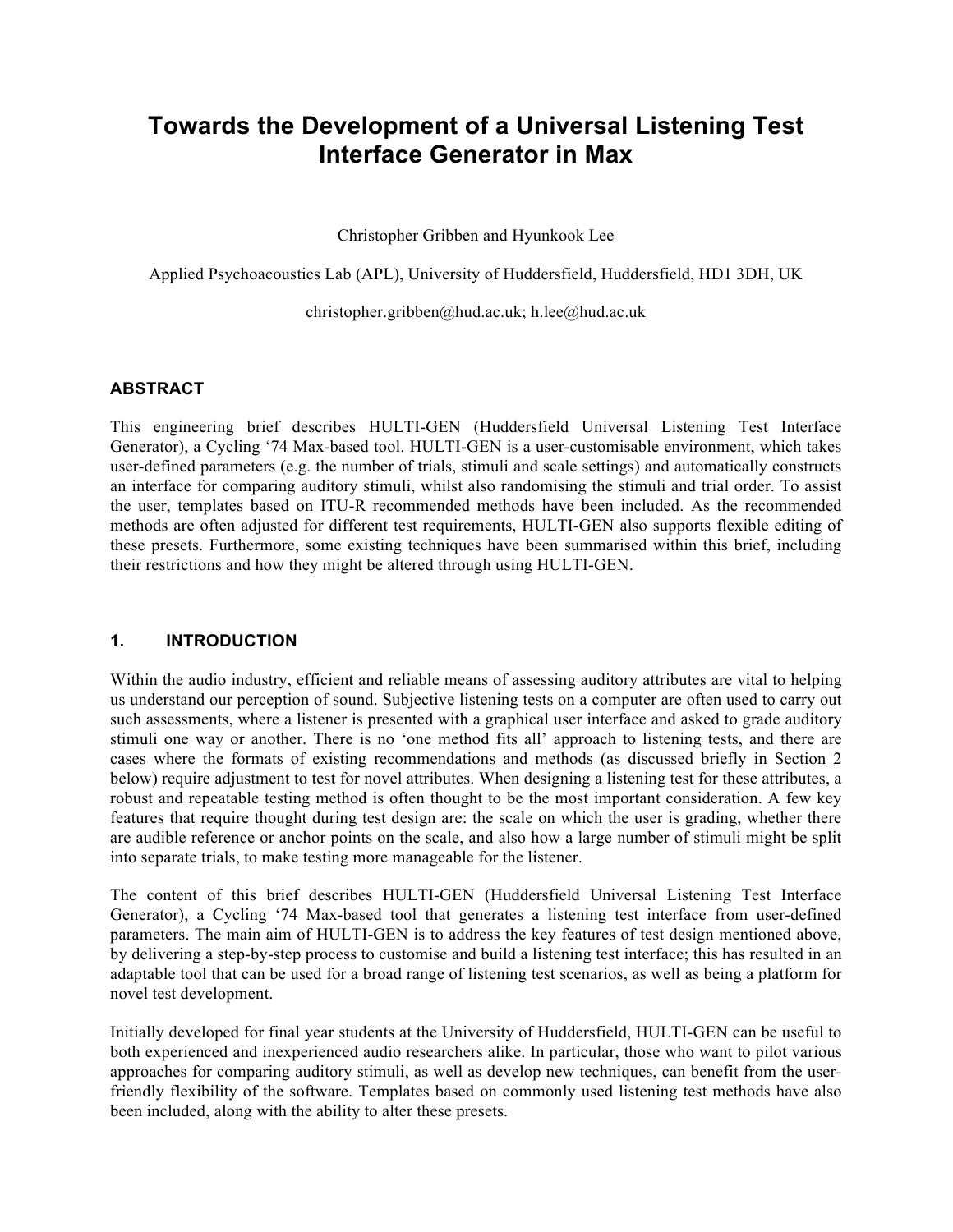# Towards the Development of a Universal Listening Test Interface Generator in Max

Christopher Gribben and Hyunkook Lee

Applied Psychoacoustics Lab (APL), University of Huddersfield, Huddersfield, HD1 3DH, UK

christopher.gribben@hud.ac.uk; h.lee@hud.ac.uk

## ABSTRACT

This engineering brief describes HULTI-GEN (Huddersfield Universal Listening Test Interface Generator), a Cycling '74 Max-based tool. HULTI-GEN is a user-customisable environment, which takes user-defined parameters (e.g. the number of trials, stimuli and scale settings) and automatically constructs an interface for comparing auditory stimuli, whilst also randomising the stimuli and trial order. To assist the user, templates based on ITU-R recommended methods have been included. As the recommended methods are often adjusted for different test requirements, HULTI-GEN also supports flexible editing of these presets. Furthermore, some existing techniques have been summarised within this brief, including their restrictions and how they might be altered through using HULTI-GEN.

## 1. INTRODUCTION

Within the audio industry, efficient and reliable means of assessing auditory attributes are vital to helping us understand our perception of sound. Subjective listening tests on a computer are often used to carry out such assessments, where a listener is presented with a graphical user interface and asked to grade auditory stimuli one way or another. There is no 'one method fits all' approach to listening tests, and there are cases where the formats of existing recommendations and methods (as discussed briefly in Section 2 below) require adjustment to test for novel attributes. When designing a listening test for these attributes, a robust and repeatable testing method is often thought to be the most important consideration. A few key features that require thought during test design are: the scale on which the user is grading, whether there are audible reference or anchor points on the scale, and also how a large number of stimuli might be split into separate trials, to make testing more manageable for the listener.

The content of this brief describes HULTI-GEN (Huddersfield Universal Listening Test Interface Generator), a Cycling '74 Max-based tool that generates a listening test interface from user-defined parameters. The main aim of HULTI-GEN is to address the key features of test design mentioned above, by delivering a step-by-step process to customise and build a listening test interface; this has resulted in an adaptable tool that can be used for a broad range of listening test scenarios, as well as being a platform for novel test development.

Initially developed for final year students at the University of Huddersfield, HULTI-GEN can be useful to both experienced and inexperienced audio researchers alike. In particular, those who want to pilot various approaches for comparing auditory stimuli, as well as develop new techniques, can benefit from the user-friendly flexibility of the software. Templates based on commonly used listening test methods have also been included, along with the ability to alter these presets.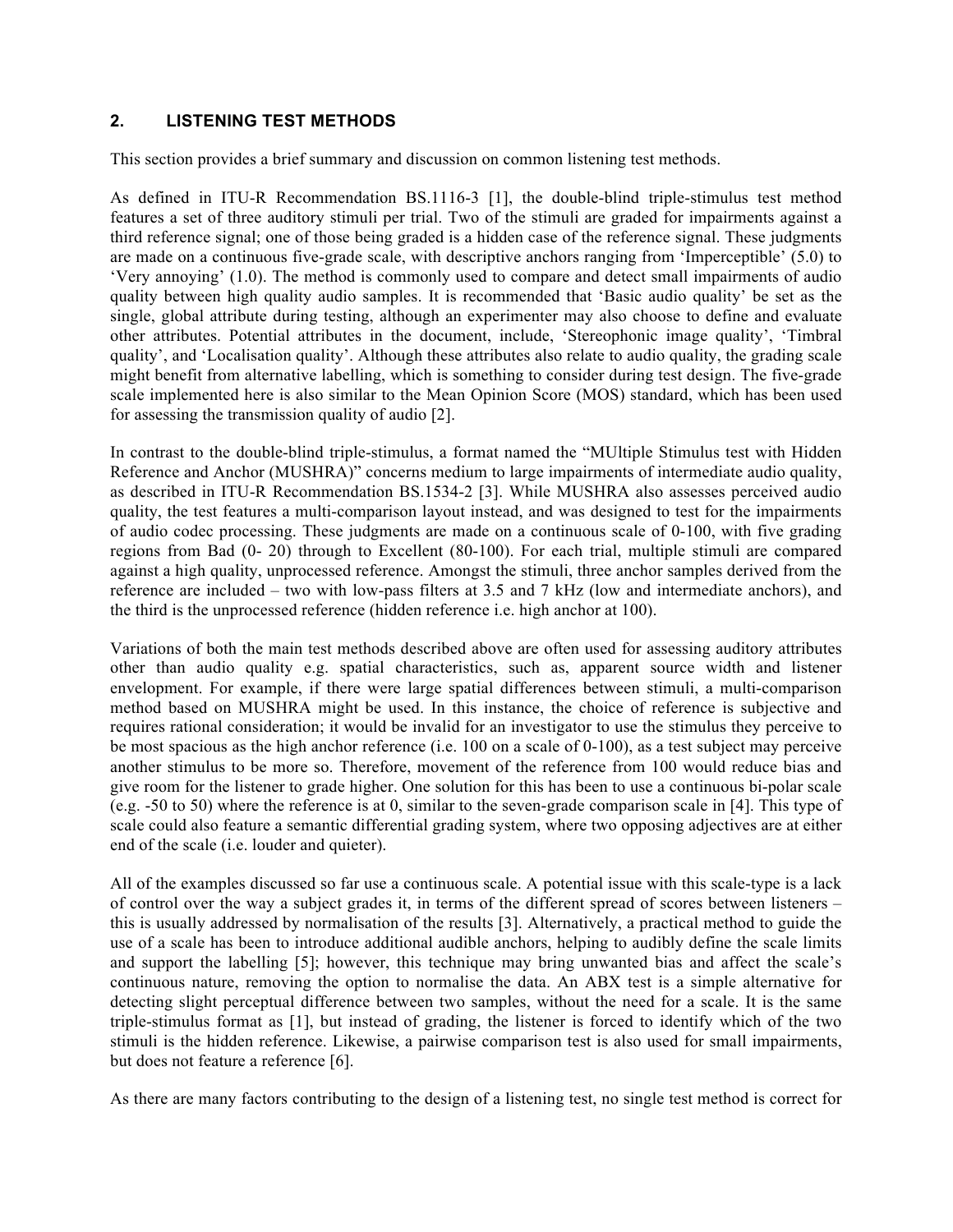## 2. LISTENING TEST METHODS

This section provides a brief summary and discussion on common listening test methods.

As defined in ITU-R Recommendation BS.1116-3 [1], the double-blind triple-stimulus test method features a set of three auditory stimuli per trial. Two of the stimuli are graded for impairments against a third reference signal; one of those being graded is a hidden case of the reference signal. These judgments are made on a continuous five-grade scale, with descriptive anchors ranging from 'Imperceptible' (5.0) to 'Very annoying' (1.0). The method is commonly used to compare and detect small impairments of audio quality between high quality audio samples. It is recommended that 'Basic audio quality' be set as the single, global attribute during testing, although an experimenter may also choose to define and evaluate other attributes. Potential attributes in the document, include, 'Stereophonic image quality', 'Timbral quality', and 'Localisation quality'. Although these attributes also relate to audio quality, the grading scale might benefit from alternative labelling, which is something to consider during test design. The five-grade scale implemented here is also similar to the Mean Opinion Score (MOS) standard, which has been used for assessing the transmission quality of audio [2].

In contrast to the double-blind triple-stimulus, a format named the "MUltiple Stimulus test with Hidden Reference and Anchor (MUSHRA)" concerns medium to large impairments of intermediate audio quality, as described in ITU-R Recommendation BS.1534-2 [3]. While MUSHRA also assesses perceived audio quality, the test features a multi-comparison layout instead, and was designed to test for the impairments of audio codec processing. These judgments are made on a continuous scale of 0-100, with five grading regions from Bad (0- 20) through to Excellent (80-100). For each trial, multiple stimuli are compared against a high quality, unprocessed reference. Amongst the stimuli, three anchor samples derived from the reference are included – two with low-pass filters at 3.5 and 7 kHz (low and intermediate anchors), and the third is the unprocessed reference (hidden reference i.e. high anchor at 100).

Variations of both the main test methods described above are often used for assessing auditory attributes other than audio quality e.g. spatial characteristics, such as, apparent source width and listener envelopment. For example, if there were large spatial differences between stimuli, a multi-comparison method based on MUSHRA might be used. In this instance, the choice of reference is subjective and requires rational consideration; it would be invalid for an investigator to use the stimulus they perceive to be most spacious as the high anchor reference (i.e. 100 on a scale of 0-100), as a test subject may perceive another stimulus to be more so. Therefore, movement of the reference from 100 would reduce bias and give room for the listener to grade higher. One solution for this has been to use a continuous bi-polar scale (e.g. -50 to 50) where the reference is at 0, similar to the seven-grade comparison scale in [4]. This type of scale could also feature a semantic differential grading system, where two opposing adjectives are at either end of the scale (i.e. louder and quieter).

All of the examples discussed so far use a continuous scale. A potential issue with this scale-type is a lack of control over the way a subject grades it, in terms of the different spread of scores between listeners – this is usually addressed by normalisation of the results [3]. Alternatively, a practical method to guide the use of a scale has been to introduce additional audible anchors, helping to audibly define the scale limits and support the labelling [5]; however, this technique may bring unwanted bias and affect the scale's continuous nature, removing the option to normalise the data. An ABX test is a simple alternative for detecting slight perceptual difference between two samples, without the need for a scale. It is the same triple-stimulus format as [1], but instead of grading, the listener is forced to identify which of the two stimuli is the hidden reference. Likewise, a pairwise comparison test is also used for small impairments, but does not feature a reference [6].

As there are many factors contributing to the design of a listening test, no single test method is correct for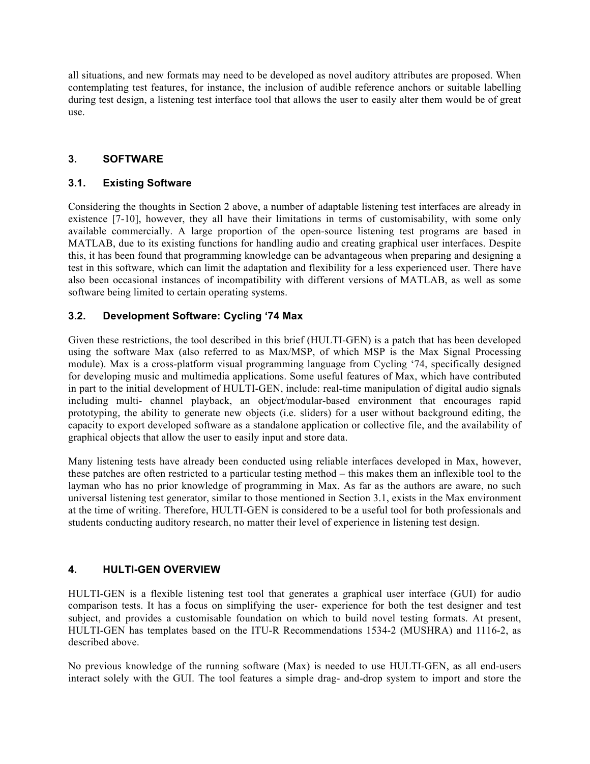all situations, and new formats may need to be developed as novel auditory attributes are proposed. When contemplating test features, for instance, the inclusion of audible reference anchors or suitable labelling during test design, a listening test interface tool that allows the user to easily alter them would be of great use.

## 3. SOFTWARE

### 3.1. Existing Software

Considering the thoughts in Section 2 above, a number of adaptable listening test interfaces are already in existence [7-10], however, they all have their limitations in terms of customisability, with some only available commercially. A large proportion of the open-source listening test programs are based in MATLAB, due to its existing functions for handling audio and creating graphical user interfaces. Despite this, it has been found that programming knowledge can be advantageous when preparing and designing a test in this software, which can limit the adaptation and flexibility for a less experienced user. There have also been occasional instances of incompatibility with different versions of MATLAB, as well as some software being limited to certain operating systems.

### 3.2. Development Software: Cycling '74 Max

Given these restrictions, the tool described in this brief (HULTI-GEN) is a patch that has been developed using the software Max (also referred to as Max/MSP, of which MSP is the Max Signal Processing module). Max is a cross-platform visual programming language from Cycling '74, specifically designed for developing music and multimedia applications. Some useful features of Max, which have contributed in part to the initial development of HULTI-GEN, include: real-time manipulation of digital audio signals including multi- channel playback, an object/modular-based environment that encourages rapid prototyping, the ability to generate new objects (i.e. sliders) for a user without background editing, the capacity to export developed software as a standalone application or collective file, and the availability of graphical objects that allow the user to easily input and store data.

Many listening tests have already been conducted using reliable interfaces developed in Max, however, these patches are often restricted to a particular testing method – this makes them an inflexible tool to the layman who has no prior knowledge of programming in Max. As far as the authors are aware, no such universal listening test generator, similar to those mentioned in Section 3.1, exists in the Max environment at the time of writing. Therefore, HULTI-GEN is considered to be a useful tool for both professionals and students conducting auditory research, no matter their level of experience in listening test design.

## 4. HULTI-GEN OVERVIEW

HULTI-GEN is a flexible listening test tool that generates a graphical user interface (GUI) for audio comparison tests. It has a focus on simplifying the user- experience for both the test designer and test subject, and provides a customisable foundation on which to build novel testing formats. At present, HULTI-GEN has templates based on the ITU-R Recommendations 1534-2 (MUSHRA) and 1116-2, as described above.

No previous knowledge of the running software (Max) is needed to use HULTI-GEN, as all end-users interact solely with the GUI. The tool features a simple drag- and-drop system to import and store the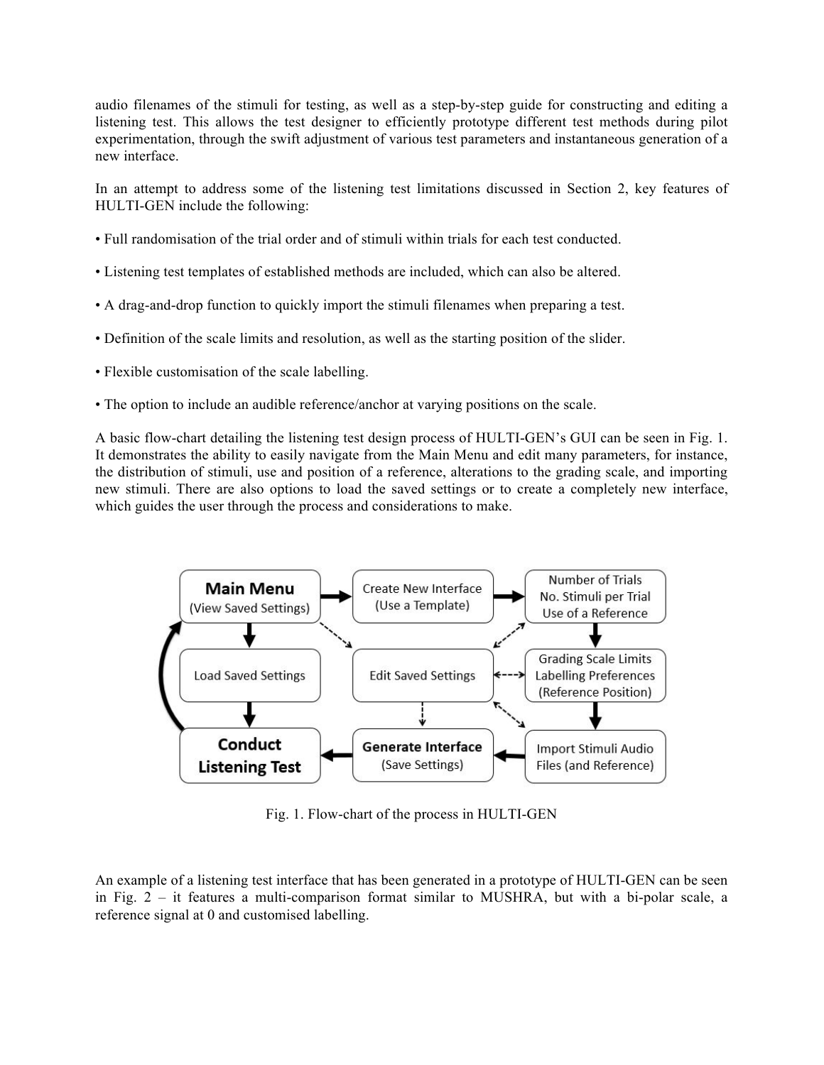audio filenames of the stimuli for testing, as well as a step-by-step guide for constructing and editing a listening test. This allows the test designer to efficiently prototype different test methods during pilot experimentation, through the swift adjustment of various test parameters and instantaneous generation of a new interface.

In an attempt to address some of the listening test limitations discussed in Section 2, key features of HULTI-GEN include the following:

- Full randomisation of the trial order and of stimuli within trials for each test conducted.
- Listening test templates of established methods are included, which can also be altered.
- A drag-and-drop function to quickly import the stimuli filenames when preparing a test.
- Definition of the scale limits and resolution, as well as the starting position of the slider.
- Flexible customisation of the scale labelling.
- The option to include an audible reference/anchor at varying positions on the scale.

A basic flow-chart detailing the listening test design process of HULTI-GEN's GUI can be seen in Fig. 1. It demonstrates the ability to easily navigate from the Main Menu and edit many parameters, for instance, the distribution of stimuli, use and position of a reference, alterations to the grading scale, and importing new stimuli. There are also options to load the saved settings or to create a completely new interface, which guides the user through the process and considerations to make.

Fig. 1. Flow-chart of the process in HULTI-GEN

An example of a listening test interface that has been generated in a prototype of HULTI-GEN can be seen in Fig. 2 – it features a multi-comparison format similar to MUSHRA, but with a bi-polar scale, a reference signal at 0 and customised labelling.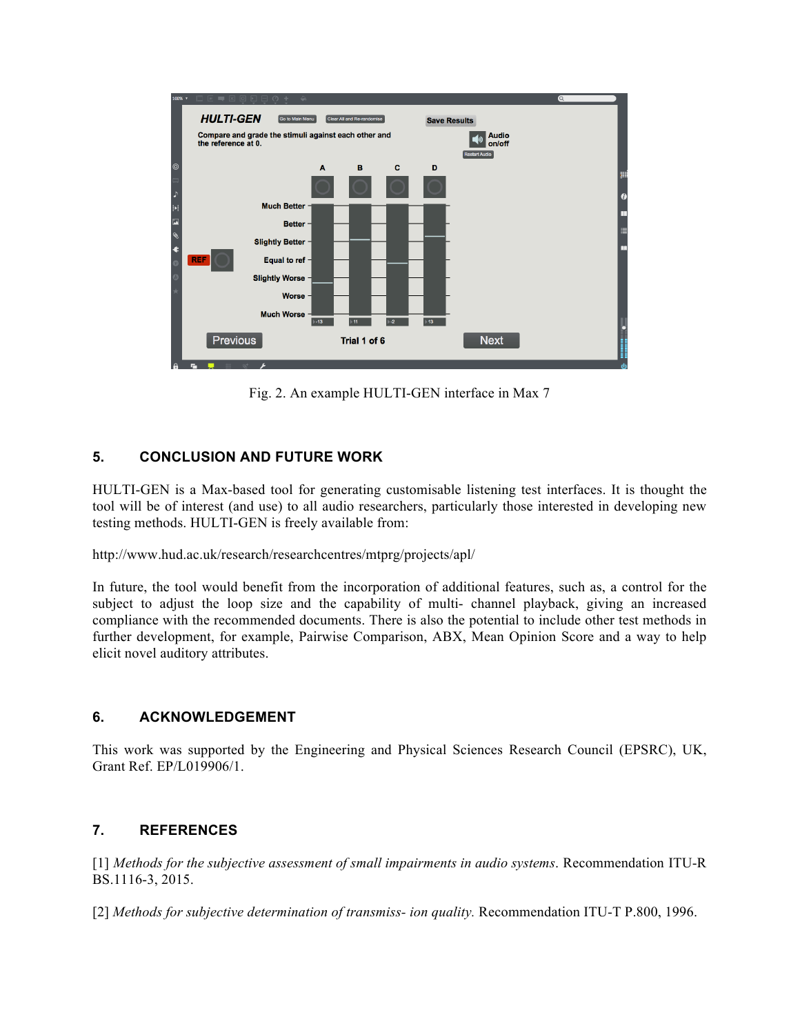Fig. 2. An example HULTI-GEN interface in Max 7

## 5. CONCLUSION AND FUTURE WORK

HULTI-GEN is a Max-based tool for generating customisable listening test interfaces. It is thought the tool will be of interest (and use) to all audio researchers, particularly those interested in developing new testing methods. HULTI-GEN is freely available from:

http://www.hud.ac.uk/research/researchcentres/mtprg/projects/apl/

In future, the tool would benefit from the incorporation of additional features, such as, a control for the subject to adjust the loop size and the capability of multi- channel playback, giving an increased compliance with the recommended documents. There is also the potential to include other test methods in further development, for example, Pairwise Comparison, ABX, Mean Opinion Score and a way to help elicit novel auditory attributes.

## 6. ACKNOWLEDGEMENT

This work was supported by the Engineering and Physical Sciences Research Council (EPSRC), UK, Grant Ref. EP/L019906/1.

## 7. REFERENCES

[1] *Methods for the subjective assessment of small impairments in audio systems*. Recommendation ITU-R BS.1116-3, 2015.

[2] *Methods for subjective determination of transmiss- ion quality.* Recommendation ITU-T P.800, 1996.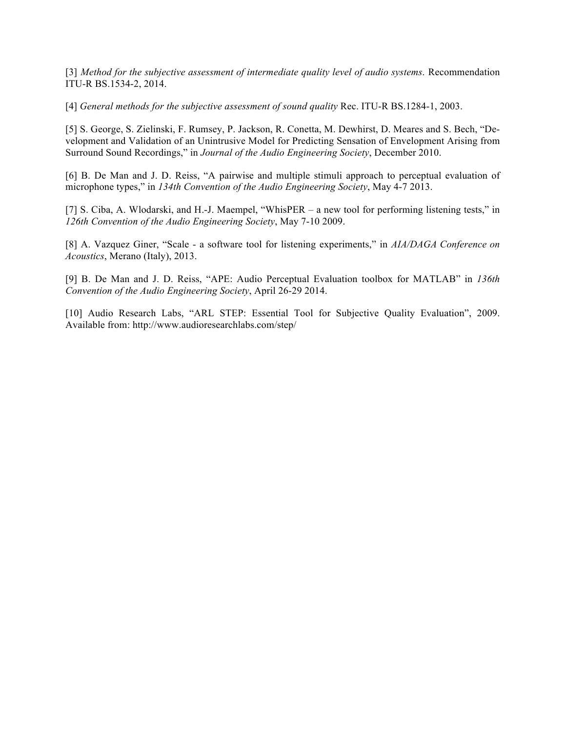[3] *Method for the subjective assessment of intermediate quality level of audio systems*. Recommendation ITU-R BS.1534-2, 2014.

[4] *General methods for the subjective assessment of sound quality* Rec. ITU-R BS.1284-1, 2003.

[5] S. George, S. Zielinski, F. Rumsey, P. Jackson, R. Conetta, M. Dewhirst, D. Meares and S. Bech, "Development and Validation of an Unintrusive Model for Predicting Sensation of Envelopment Arising from Surround Sound Recordings," in *Journal of the Audio Engineering Society*, December 2010.

[6] B. De Man and J. D. Reiss, "A pairwise and multiple stimuli approach to perceptual evaluation of microphone types," in *134th Convention of the Audio Engineering Society*, May 4-7 2013.

[7] S. Ciba, A. Wlodarski, and H.-J. Maempel, "WhisPER – a new tool for performing listening tests," in *126th Convention of the Audio Engineering Society*, May 7-10 2009.

[8] A. Vazquez Giner, "Scale - a software tool for listening experiments," in *AIA/DAGA Conference on Acoustics*, Merano (Italy), 2013.

[9] B. De Man and J. D. Reiss, "APE: Audio Perceptual Evaluation toolbox for MATLAB" in *136th Convention of the Audio Engineering Society*, April 26-29 2014.

[10] Audio Research Labs, "ARL STEP: Essential Tool for Subjective Quality Evaluation", 2009. Available from: http://www.audioresearchlabs.com/step/